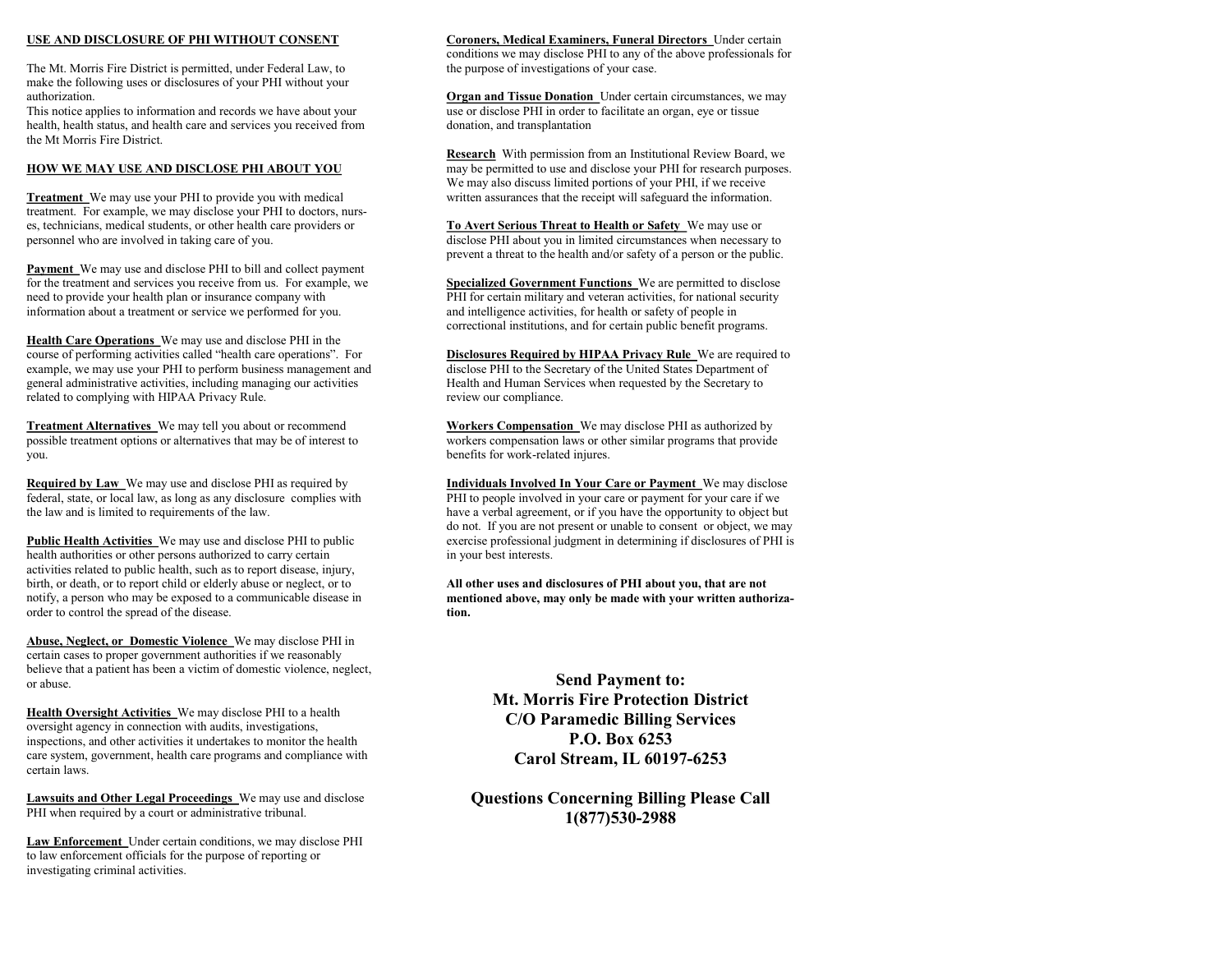## USE AND DISCLOSURE OF PHI WITHOUT CONSENT

The Mt. Morris Fire District is permitted, under Federal Law, to make the following uses or disclosures of your PHI without your authorization.
This notice applies to information and records we have about your health, health status, and health care and services you received from the Mt Morris Fire District.

## HOW WE MAY USE AND DISCLOSE PHI ABOUT YOU

**Treatment** We may use your PHI to provide you with medical treatment. For example, we may disclose your PHI to doctors, nurses, technicians, medical students, or other health care providers or personnel who are involved in taking care of you.

**Payment** We may use and disclose PHI to bill and collect payment for the treatment and services you receive from us. For example, we need to provide your health plan or insurance company with information about a treatment or service we performed for you.

**Health Care Operations** We may use and disclose PHI in the course of performing activities called "health care operations". For example, we may use your PHI to perform business management and general administrative activities, including managing our activities related to complying with HIPAA Privacy Rule.

**Treatment Alternatives** We may tell you about or recommend possible treatment options or alternatives that may be of interest to you.

**Required by Law** We may use and disclose PHI as required by federal, state, or local law, as long as any disclosure complies with the law and is limited to requirements of the law.

**Public Health Activities** We may use and disclose PHI to public health authorities or other persons authorized to carry certain activities related to public health, such as to report disease, injury, birth, or death, or to report child or elderly abuse or neglect, or to notify, a person who may be exposed to a communicable disease in order to control the spread of the disease.

**Abuse, Neglect, or Domestic Violence** We may disclose PHI in certain cases to proper government authorities if we reasonably believe that a patient has been a victim of domestic violence, neglect, or abuse.

**Health Oversight Activities** We may disclose PHI to a health oversight agency in connection with audits, investigations, inspections, and other activities it undertakes to monitor the health care system, government, health care programs and compliance with certain laws.

**Lawsuits and Other Legal Proceedings** We may use and disclose PHI when required by a court or administrative tribunal.

**Law Enforcement** Under certain conditions, we may disclose PHI to law enforcement officials for the purpose of reporting or investigating criminal activities.

**Coroners, Medical Examiners, Funeral Directors** Under certain conditions we may disclose PHI to any of the above professionals for the purpose of investigations of your case.

**Organ and Tissue Donation** Under certain circumstances, we may use or disclose PHI in order to facilitate an organ, eye or tissue donation, and transplantation

**Research** With permission from an Institutional Review Board, we may be permitted to use and disclose your PHI for research purposes. We may also discuss limited portions of your PHI, if we receive written assurances that the receipt will safeguard the information.

**To Avert Serious Threat to Health or Safety** We may use or disclose PHI about you in limited circumstances when necessary to prevent a threat to the health and/or safety of a person or the public.

**Specialized Government Functions** We are permitted to disclose PHI for certain military and veteran activities, for national security and intelligence activities, for health or safety of people in correctional institutions, and for certain public benefit programs.

**Disclosures Required by HIPAA Privacy Rule** We are required to disclose PHI to the Secretary of the United States Department of Health and Human Services when requested by the Secretary to review our compliance.

**Workers Compensation** We may disclose PHI as authorized by workers compensation laws or other similar programs that provide benefits for work-related injures.

**Individuals Involved In Your Care or Payment** We may disclose PHI to people involved in your care or payment for your care if we have a verbal agreement, or if you have the opportunity to object but do not. If you are not present or unable to consent or object, we may exercise professional judgment in determining if disclosures of PHI is in your best interests.

**All other uses and disclosures of PHI about you, that are not mentioned above, may only be made with your written authorization.**

**Send Payment to:**
**Mt. Morris Fire Protection District**
**C/O Paramedic Billing Services**
**P.O. Box 6253**
**Carol Stream, IL 60197-6253**

**Questions Concerning Billing Please Call**
**1(877)530-2988**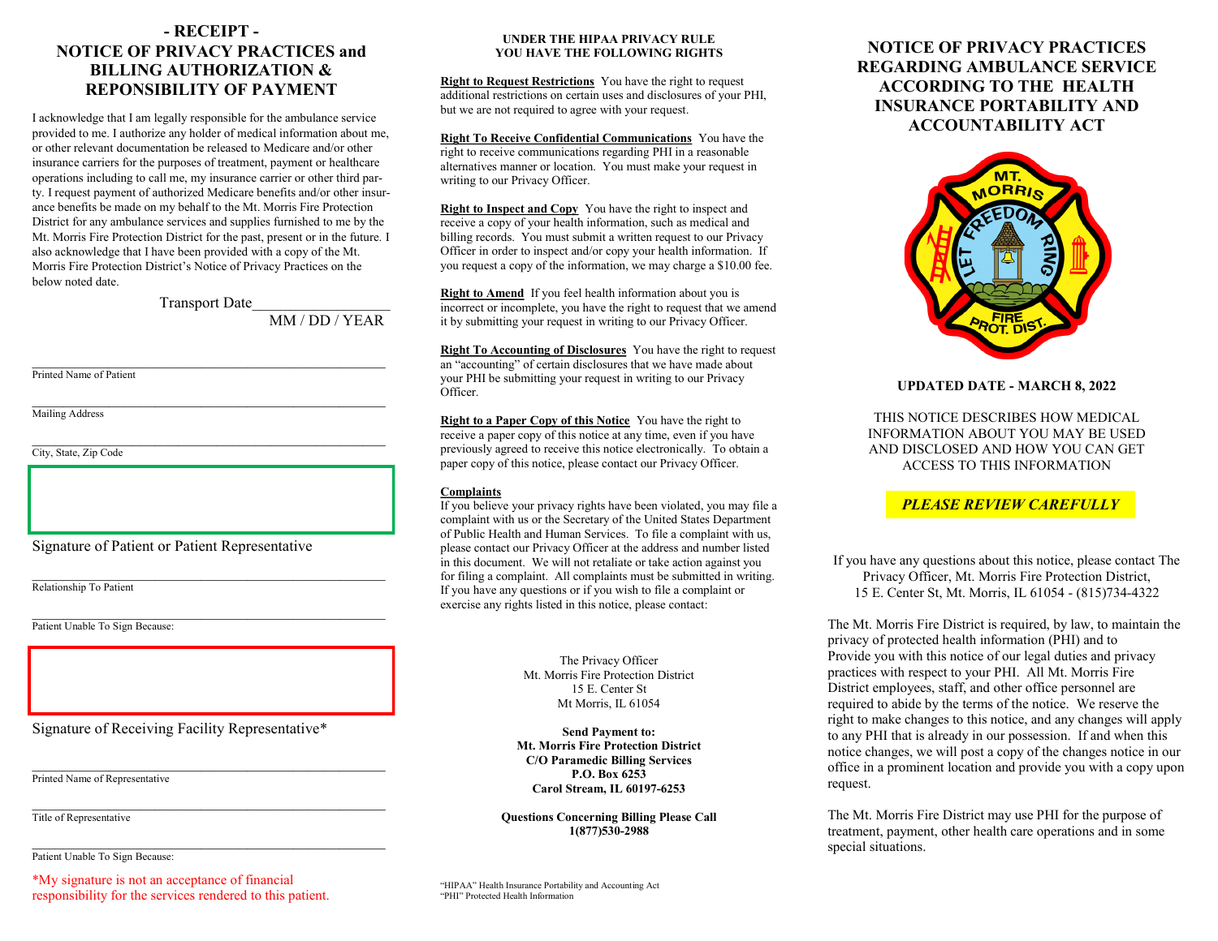# - RECEIPT - NOTICE OF PRIVACY PRACTICES and BILLING AUTHORIZATION & REPONSIBILITY OF PAYMENT

I acknowledge that I am legally responsible for the ambulance service provided to me. I authorize any holder of medical information about me, or other relevant documentation be released to Medicare and/or other insurance carriers for the purposes of treatment, payment or healthcare operations including to call me, my insurance carrier or other third party. I request payment of authorized Medicare benefits and/or other insurance benefits be made on my behalf to the Mt. Morris Fire Protection District for any ambulance services and supplies furnished to me by the Mt. Morris Fire Protection District for the past, present or in the future. I also acknowledge that I have been provided with a copy of the Mt. Morris Fire Protection District's Notice of Privacy Practices on the below noted date.

Transport Date__________________
MM / DD / YEAR

______________________________________________
Printed Name of Patient

______________________________________________
Mailing Address

______________________________________________
City, State, Zip Code

Signature of Patient or Patient Representative

______________________________________________
Relationship To Patient

______________________________________________
Patient Unable To Sign Because:

Signature of Receiving Facility Representative*

______________________________________________
Printed Name of Representative

______________________________________________
Title of Representative

______________________________________________
Patient Unable To Sign Because:

*My signature is not an acceptance of financial responsibility for the services rendered to this patient.

## UNDER THE HIPAA PRIVACY RULE YOU HAVE THE FOLLOWING RIGHTS

**Right to Request Restrictions** You have the right to request additional restrictions on certain uses and disclosures of your PHI, but we are not required to agree with your request.

**Right To Receive Confidential Communications** You have the right to receive communications regarding PHI in a reasonable alternatives manner or location. You must make your request in writing to our Privacy Officer.

**Right to Inspect and Copy** You have the right to inspect and receive a copy of your health information, such as medical and billing records. You must submit a written request to our Privacy Officer in order to inspect and/or copy your health information. If you request a copy of the information, we may charge a $10.00 fee.

**Right to Amend** If you feel health information about you is incorrect or incomplete, you have the right to request that we amend it by submitting your request in writing to our Privacy Officer.

**Right To Accounting of Disclosures** You have the right to request an "accounting" of certain disclosures that we have made about your PHI be submitting your request in writing to our Privacy Officer.

**Right to a Paper Copy of this Notice** You have the right to receive a paper copy of this notice at any time, even if you have previously agreed to receive this notice electronically. To obtain a paper copy of this notice, please contact our Privacy Officer.

**Complaints**
If you believe your privacy rights have been violated, you may file a complaint with us or the Secretary of the United States Department of Public Health and Human Services. To file a complaint with us, please contact our Privacy Officer at the address and number listed in this document. We will not retaliate or take action against you for filing a complaint. All complaints must be submitted in writing. If you have any questions or if you wish to file a complaint or exercise any rights listed in this notice, please contact:

The Privacy Officer
Mt. Morris Fire Protection District
15 E. Center St
Mt Morris, IL 61054

**Send Payment to:**
**Mt. Morris Fire Protection District**
**C/O Paramedic Billing Services**
**P.O. Box 6253**
**Carol Stream, IL 60197-6253**

**Questions Concerning Billing Please Call**
**1(877)530-2988**

"HIPAA" Health Insurance Portability and Accounting Act
"PHI" Protected Health Information

# NOTICE OF PRIVACY PRACTICES REGARDING AMBULANCE SERVICE ACCORDING TO THE HEALTH INSURANCE PORTABILITY AND ACCOUNTABILITY ACT

MT. MORRIS
LET FREEDOM RING
FIRE PROT. DIST.

**UPDATED DATE - MARCH 8, 2022**

THIS NOTICE DESCRIBES HOW MEDICAL INFORMATION ABOUT YOU MAY BE USED AND DISCLOSED AND HOW YOU CAN GET ACCESS TO THIS INFORMATION

***PLEASE REVIEW CAREFULLY***

If you have any questions about this notice, please contact The Privacy Officer, Mt. Morris Fire Protection District, 15 E. Center St, Mt. Morris, IL 61054 - (815)734-4322

The Mt. Morris Fire District is required, by law, to maintain the privacy of protected health information (PHI) and to Provide you with this notice of our legal duties and privacy practices with respect to your PHI. All Mt. Morris Fire District employees, staff, and other office personnel are required to abide by the terms of the notice. We reserve the right to make changes to this notice, and any changes will apply to any PHI that is already in our possession. If and when this notice changes, we will post a copy of the changes notice in our office in a prominent location and provide you with a copy upon request.

The Mt. Morris Fire District may use PHI for the purpose of treatment, payment, other health care operations and in some special situations.